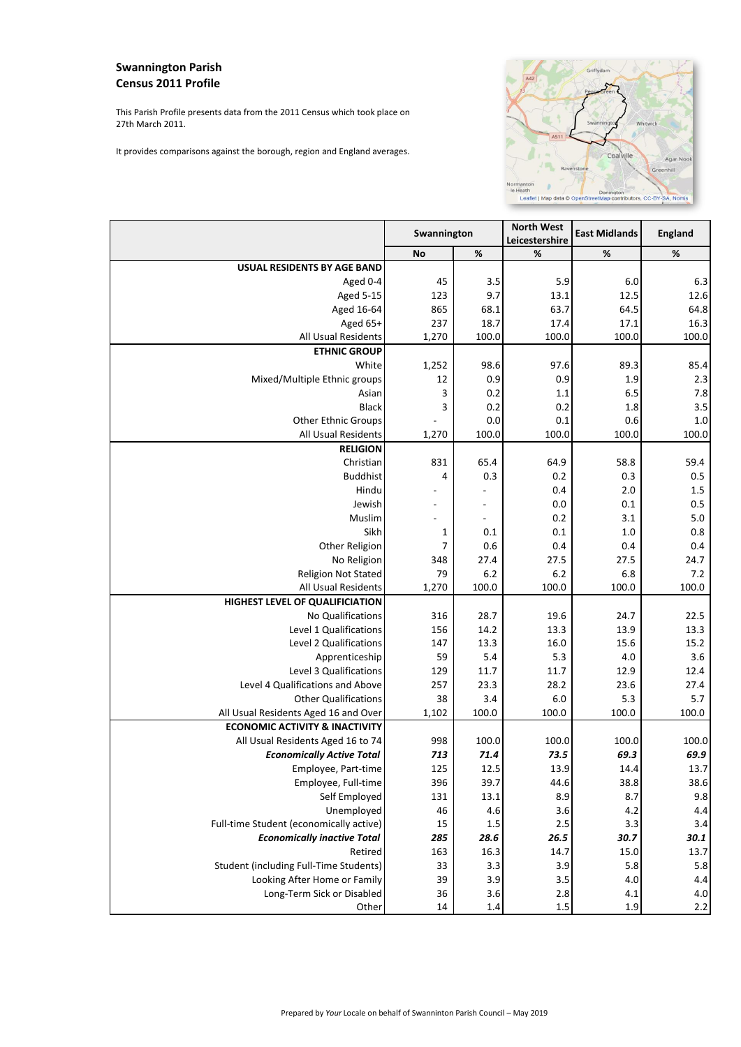# Swannington Parish
## Census 2011 Profile

This Parish Profile presents data from the 2011 Census which took place on 27th March 2011.

It provides comparisons against the borough, region and England averages.

| | Swannington | | North West Leicestershire | East Midlands | England |
|---|---|---|---|---|---|
| | No | % | % | % | % |
| **USUAL RESIDENTS BY AGE BAND** | | | | | |
| Aged 0-4 | 45 | 3.5 | 5.9 | 6.0 | 6.3 |
| Aged 5-15 | 123 | 9.7 | 13.1 | 12.5 | 12.6 |
| Aged 16-64 | 865 | 68.1 | 63.7 | 64.5 | 64.8 |
| Aged 65+ | 237 | 18.7 | 17.4 | 17.1 | 16.3 |
| All Usual Residents | 1,270 | 100.0 | 100.0 | 100.0 | 100.0 |
| **ETHNIC GROUP** | | | | | |
| White | 1,252 | 98.6 | 97.6 | 89.3 | 85.4 |
| Mixed/Multiple Ethnic groups | 12 | 0.9 | 0.9 | 1.9 | 2.3 |
| Asian | 3 | 0.2 | 1.1 | 6.5 | 7.8 |
| Black | 3 | 0.2 | 0.2 | 1.8 | 3.5 |
| Other Ethnic Groups | - | 0.0 | 0.1 | 0.6 | 1.0 |
| All Usual Residents | 1,270 | 100.0 | 100.0 | 100.0 | 100.0 |
| **RELIGION** | | | | | |
| Christian | 831 | 65.4 | 64.9 | 58.8 | 59.4 |
| Buddhist | 4 | 0.3 | 0.2 | 0.3 | 0.5 |
| Hindu | - | - | 0.4 | 2.0 | 1.5 |
| Jewish | - | - | 0.0 | 0.1 | 0.5 |
| Muslim | - | - | 0.2 | 3.1 | 5.0 |
| Sikh | 1 | 0.1 | 0.1 | 1.0 | 0.8 |
| Other Religion | 7 | 0.6 | 0.4 | 0.4 | 0.4 |
| No Religion | 348 | 27.4 | 27.5 | 27.5 | 24.7 |
| Religion Not Stated | 79 | 6.2 | 6.2 | 6.8 | 7.2 |
| All Usual Residents | 1,270 | 100.0 | 100.0 | 100.0 | 100.0 |
| **HIGHEST LEVEL OF QUALIFICIATION** | | | | | |
| No Qualifications | 316 | 28.7 | 19.6 | 24.7 | 22.5 |
| Level 1 Qualifications | 156 | 14.2 | 13.3 | 13.9 | 13.3 |
| Level 2 Qualifications | 147 | 13.3 | 16.0 | 15.6 | 15.2 |
| Apprenticeship | 59 | 5.4 | 5.3 | 4.0 | 3.6 |
| Level 3 Qualifications | 129 | 11.7 | 11.7 | 12.9 | 12.4 |
| Level 4 Qualifications and Above | 257 | 23.3 | 28.2 | 23.6 | 27.4 |
| Other Qualifications | 38 | 3.4 | 6.0 | 5.3 | 5.7 |
| All Usual Residents Aged 16 and Over | 1,102 | 100.0 | 100.0 | 100.0 | 100.0 |
| **ECONOMIC ACTIVITY & INACTIVITY** | | | | | |
| All Usual Residents Aged 16 to 74 | 998 | 100.0 | 100.0 | 100.0 | 100.0 |
| ***Economically Active Total*** | ***713*** | ***71.4*** | ***73.5*** | ***69.3*** | ***69.9*** |
| Employee, Part-time | 125 | 12.5 | 13.9 | 14.4 | 13.7 |
| Employee, Full-time | 396 | 39.7 | 44.6 | 38.8 | 38.6 |
| Self Employed | 131 | 13.1 | 8.9 | 8.7 | 9.8 |
| Unemployed | 46 | 4.6 | 3.6 | 4.2 | 4.4 |
| Full-time Student (economically active) | 15 | 1.5 | 2.5 | 3.3 | 3.4 |
| ***Economically inactive Total*** | ***285*** | ***28.6*** | ***26.5*** | ***30.7*** | ***30.1*** |
| Retired | 163 | 16.3 | 14.7 | 15.0 | 13.7 |
| Student (including Full-Time Students) | 33 | 3.3 | 3.9 | 5.8 | 5.8 |
| Looking After Home or Family | 39 | 3.9 | 3.5 | 4.0 | 4.4 |
| Long-Term Sick or Disabled | 36 | 3.6 | 2.8 | 4.1 | 4.0 |
| Other | 14 | 1.4 | 1.5 | 1.9 | 2.2 |

Prepared by *Your* Locale on behalf of Swannington Parish Council – May 2019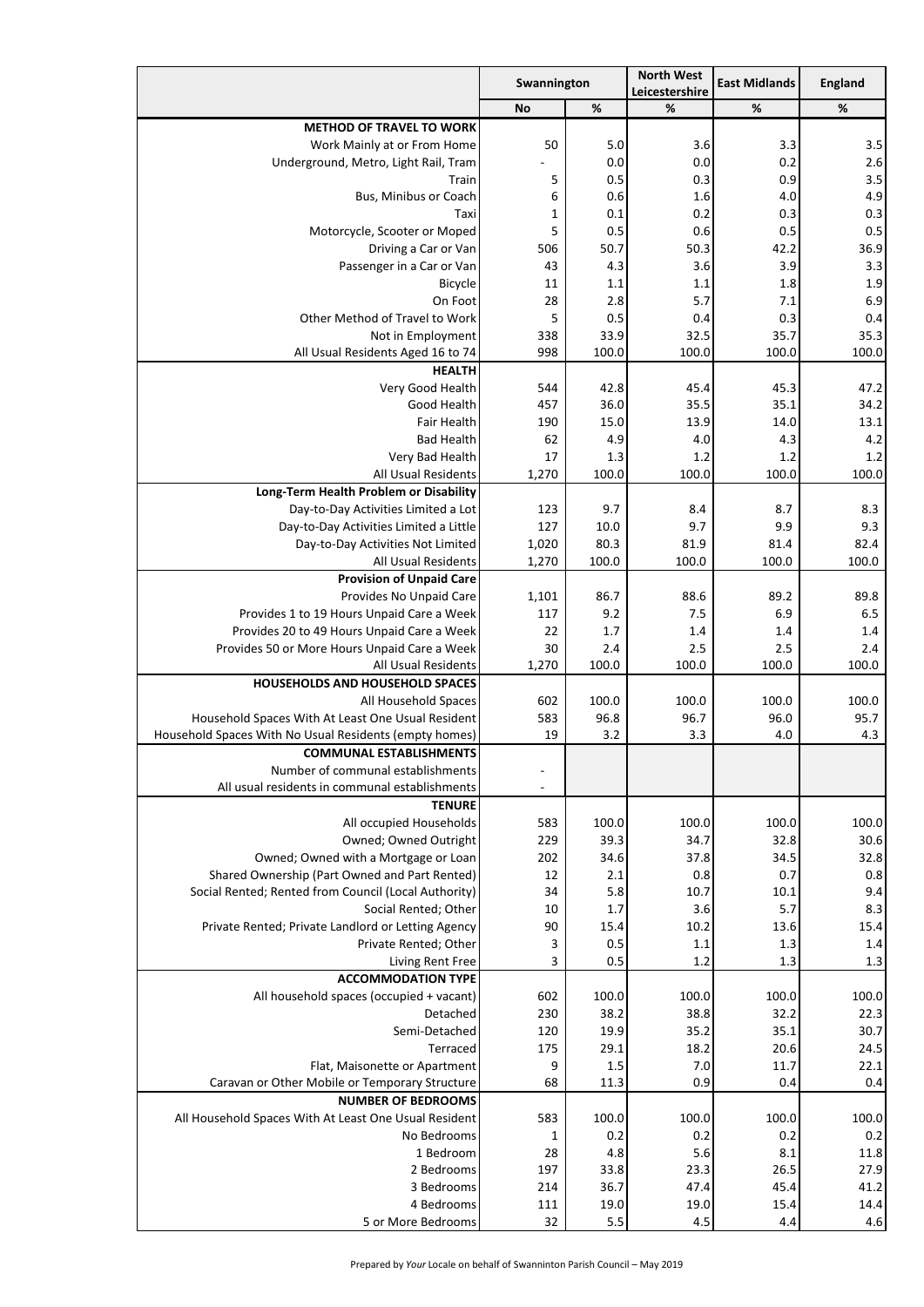| | Swannington | | North West Leicestershire | East Midlands | England |
|---|---|---|---|---|---|
| | No | % | % | % | % |
| **METHOD OF TRAVEL TO WORK** | | | | | |
| Work Mainly at or From Home | 50 | 5.0 | 3.6 | 3.3 | 3.5 |
| Underground, Metro, Light Rail, Tram | - | 0.0 | 0.0 | 0.2 | 2.6 |
| Train | 5 | 0.5 | 0.3 | 0.9 | 3.5 |
| Bus, Minibus or Coach | 6 | 0.6 | 1.6 | 4.0 | 4.9 |
| Taxi | 1 | 0.1 | 0.2 | 0.3 | 0.3 |
| Motorcycle, Scooter or Moped | 5 | 0.5 | 0.6 | 0.5 | 0.5 |
| Driving a Car or Van | 506 | 50.7 | 50.3 | 42.2 | 36.9 |
| Passenger in a Car or Van | 43 | 4.3 | 3.6 | 3.9 | 3.3 |
| Bicycle | 11 | 1.1 | 1.1 | 1.8 | 1.9 |
| On Foot | 28 | 2.8 | 5.7 | 7.1 | 6.9 |
| Other Method of Travel to Work | 5 | 0.5 | 0.4 | 0.3 | 0.4 |
| Not in Employment | 338 | 33.9 | 32.5 | 35.7 | 35.3 |
| All Usual Residents Aged 16 to 74 | 998 | 100.0 | 100.0 | 100.0 | 100.0 |
| **HEALTH** | | | | | |
| Very Good Health | 544 | 42.8 | 45.4 | 45.3 | 47.2 |
| Good Health | 457 | 36.0 | 35.5 | 35.1 | 34.2 |
| Fair Health | 190 | 15.0 | 13.9 | 14.0 | 13.1 |
| Bad Health | 62 | 4.9 | 4.0 | 4.3 | 4.2 |
| Very Bad Health | 17 | 1.3 | 1.2 | 1.2 | 1.2 |
| All Usual Residents | 1,270 | 100.0 | 100.0 | 100.0 | 100.0 |
| **Long-Term Health Problem or Disability** | | | | | |
| Day-to-Day Activities Limited a Lot | 123 | 9.7 | 8.4 | 8.7 | 8.3 |
| Day-to-Day Activities Limited a Little | 127 | 10.0 | 9.7 | 9.9 | 9.3 |
| Day-to-Day Activities Not Limited | 1,020 | 80.3 | 81.9 | 81.4 | 82.4 |
| All Usual Residents | 1,270 | 100.0 | 100.0 | 100.0 | 100.0 |
| **Provision of Unpaid Care** | | | | | |
| Provides No Unpaid Care | 1,101 | 86.7 | 88.6 | 89.2 | 89.8 |
| Provides 1 to 19 Hours Unpaid Care a Week | 117 | 9.2 | 7.5 | 6.9 | 6.5 |
| Provides 20 to 49 Hours Unpaid Care a Week | 22 | 1.7 | 1.4 | 1.4 | 1.4 |
| Provides 50 or More Hours Unpaid Care a Week | 30 | 2.4 | 2.5 | 2.5 | 2.4 |
| All Usual Residents | 1,270 | 100.0 | 100.0 | 100.0 | 100.0 |
| **HOUSEHOLDS AND HOUSEHOLD SPACES** | | | | | |
| All Household Spaces | 602 | 100.0 | 100.0 | 100.0 | 100.0 |
| Household Spaces With At Least One Usual Resident | 583 | 96.8 | 96.7 | 96.0 | 95.7 |
| Household Spaces With No Usual Residents (empty homes) | 19 | 3.2 | 3.3 | 4.0 | 4.3 |
| **COMMUNAL ESTABLISHMENTS** | | | | | |
| Number of communal establishments | - | | | | |
| All usual residents in communal establishments | - | | | | |
| **TENURE** | | | | | |
| All occupied Households | 583 | 100.0 | 100.0 | 100.0 | 100.0 |
| Owned; Owned Outright | 229 | 39.3 | 34.7 | 32.8 | 30.6 |
| Owned; Owned with a Mortgage or Loan | 202 | 34.6 | 37.8 | 34.5 | 32.8 |
| Shared Ownership (Part Owned and Part Rented) | 12 | 2.1 | 0.8 | 0.7 | 0.8 |
| Social Rented; Rented from Council (Local Authority) | 34 | 5.8 | 10.7 | 10.1 | 9.4 |
| Social Rented; Other | 10 | 1.7 | 3.6 | 5.7 | 8.3 |
| Private Rented; Private Landlord or Letting Agency | 90 | 15.4 | 10.2 | 13.6 | 15.4 |
| Private Rented; Other | 3 | 0.5 | 1.1 | 1.3 | 1.4 |
| Living Rent Free | 3 | 0.5 | 1.2 | 1.3 | 1.3 |
| **ACCOMMODATION TYPE** | | | | | |
| All household spaces (occupied + vacant) | 602 | 100.0 | 100.0 | 100.0 | 100.0 |
| Detached | 230 | 38.2 | 38.8 | 32.2 | 22.3 |
| Semi-Detached | 120 | 19.9 | 35.2 | 35.1 | 30.7 |
| Terraced | 175 | 29.1 | 18.2 | 20.6 | 24.5 |
| Flat, Maisonette or Apartment | 9 | 1.5 | 7.0 | 11.7 | 22.1 |
| Caravan or Other Mobile or Temporary Structure | 68 | 11.3 | 0.9 | 0.4 | 0.4 |
| **NUMBER OF BEDROOMS** | | | | | |
| All Household Spaces With At Least One Usual Resident | 583 | 100.0 | 100.0 | 100.0 | 100.0 |
| No Bedrooms | 1 | 0.2 | 0.2 | 0.2 | 0.2 |
| 1 Bedroom | 28 | 4.8 | 5.6 | 8.1 | 11.8 |
| 2 Bedrooms | 197 | 33.8 | 23.3 | 26.5 | 27.9 |
| 3 Bedrooms | 214 | 36.7 | 47.4 | 45.4 | 41.2 |
| 4 Bedrooms | 111 | 19.0 | 19.0 | 15.4 | 14.4 |
| 5 or More Bedrooms | 32 | 5.5 | 4.5 | 4.4 | 4.6 |

Prepared by *Your* Locale on behalf of Swannington Parish Council – May 2019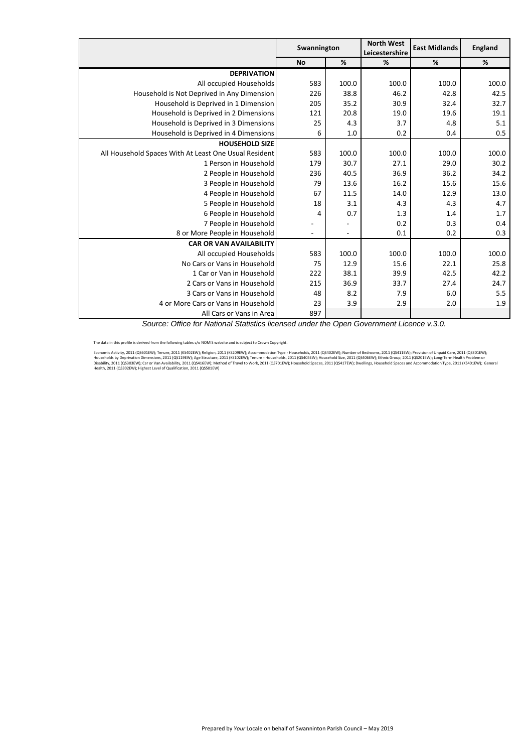| | Swannington | | North West Leicestershire | East Midlands | England |
|---|---|---|---|---|---|
| | No | % | % | % | % |
| **DEPRIVATION** | | | | | |
| All occupied Households | 583 | 100.0 | 100.0 | 100.0 | 100.0 |
| Household is Not Deprived in Any Dimension | 226 | 38.8 | 46.2 | 42.8 | 42.5 |
| Household is Deprived in 1 Dimension | 205 | 35.2 | 30.9 | 32.4 | 32.7 |
| Household is Deprived in 2 Dimensions | 121 | 20.8 | 19.0 | 19.6 | 19.1 |
| Household is Deprived in 3 Dimensions | 25 | 4.3 | 3.7 | 4.8 | 5.1 |
| Household is Deprived in 4 Dimensions | 6 | 1.0 | 0.2 | 0.4 | 0.5 |
| **HOUSEHOLD SIZE** | | | | | |
| All Household Spaces With At Least One Usual Resident | 583 | 100.0 | 100.0 | 100.0 | 100.0 |
| 1 Person in Household | 179 | 30.7 | 27.1 | 29.0 | 30.2 |
| 2 People in Household | 236 | 40.5 | 36.9 | 36.2 | 34.2 |
| 3 People in Household | 79 | 13.6 | 16.2 | 15.6 | 15.6 |
| 4 People in Household | 67 | 11.5 | 14.0 | 12.9 | 13.0 |
| 5 People in Household | 18 | 3.1 | 4.3 | 4.3 | 4.7 |
| 6 People in Household | 4 | 0.7 | 1.3 | 1.4 | 1.7 |
| 7 People in Household | - | - | 0.2 | 0.3 | 0.4 |
| 8 or More People in Household | - | - | 0.1 | 0.2 | 0.3 |
| **CAR OR VAN AVAILABILITY** | | | | | |
| All occupied Households | 583 | 100.0 | 100.0 | 100.0 | 100.0 |
| No Cars or Vans in Household | 75 | 12.9 | 15.6 | 22.1 | 25.8 |
| 1 Car or Van in Household | 222 | 38.1 | 39.9 | 42.5 | 42.2 |
| 2 Cars or Vans in Household | 215 | 36.9 | 33.7 | 27.4 | 24.7 |
| 3 Cars or Vans in Household | 48 | 8.2 | 7.9 | 6.0 | 5.5 |
| 4 or More Cars or Vans in Household | 23 | 3.9 | 2.9 | 2.0 | 1.9 |
| All Cars or Vans in Area | 897 | | | | |

*Source: Office for National Statistics licensed under the Open Government Licence v.3.0.*

The data in this profile is derived from the following tables c/o NOMIS website and is subject to Crown Copyright.

Economic Activity, 2011 (QS601EW); Tenure, 2011 (KS402EW); Religion, 2011 (KS209EW); Accommodation Type - Households, 2011 (QS402EW); Number of Bedrooms, 2011 (QS411EW); Provision of Unpaid Care, 2011 (QS301EW); Households by Deprivation Dimensions, 2011 (QS119EW); Age Structure, 2011 (KS102EW); Tenure - Households, 2011 (QS405EW); Household Size, 2011 (QS406EW); Ethnic Group, 2011 (QS201EW); Long-Term Health Problem or Disability, 2011 (QS303EW); Car or Van Availability, 2011 (QS416EW); Method of Travel to Work, 2011 (QS701EW); Household Spaces, 2011 (QS417EW); Dwellings, Household Spaces and Accommodation Type, 2011 (KS401EW); General Health, 2011 (QS302EW); Highest Level of Qualification, 2011 (QS501EW)

Prepared by *Your* Locale on behalf of Swannington Parish Council – May 2019